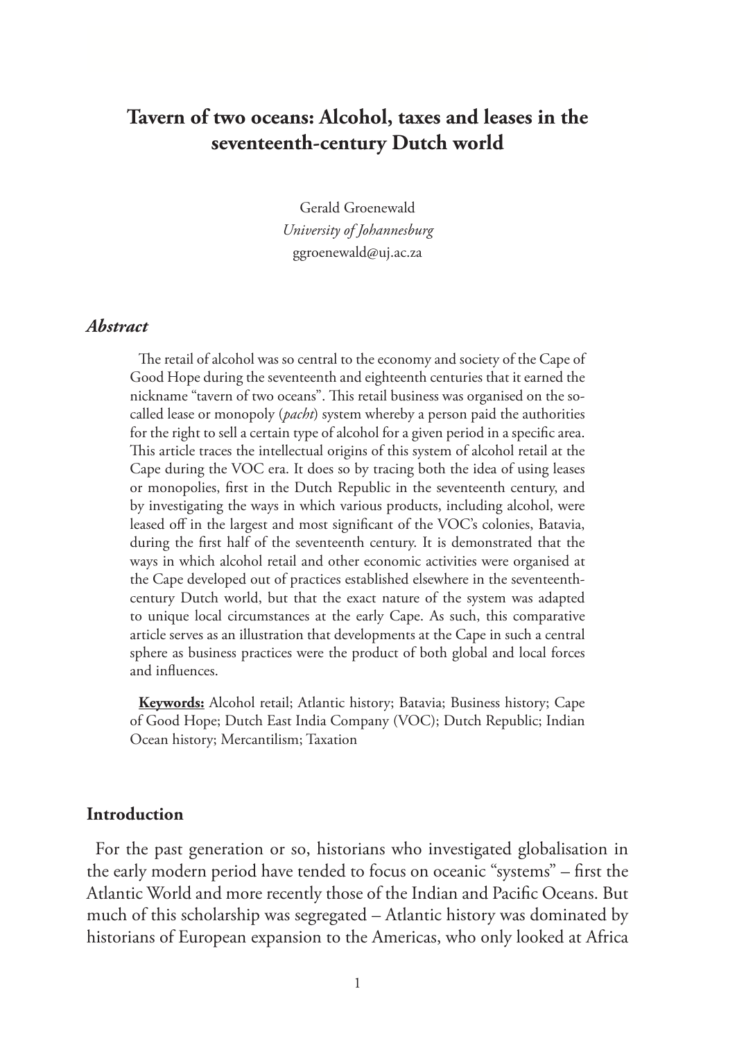# Tavern of two oceans: Alcohol, taxes and leases in the seventeenth-century Dutch world

Gerald Groenewald
*University of Johannesburg*
ggroenewald@uj.ac.za

### *Abstract*

The retail of alcohol was so central to the economy and society of the Cape of Good Hope during the seventeenth and eighteenth centuries that it earned the nickname "tavern of two oceans". This retail business was organised on the so-called lease or monopoly (*pacht*) system whereby a person paid the authorities for the right to sell a certain type of alcohol for a given period in a specific area. This article traces the intellectual origins of this system of alcohol retail at the Cape during the VOC era. It does so by tracing both the idea of using leases or monopolies, first in the Dutch Republic in the seventeenth century, and by investigating the ways in which various products, including alcohol, were leased off in the largest and most significant of the VOC's colonies, Batavia, during the first half of the seventeenth century. It is demonstrated that the ways in which alcohol retail and other economic activities were organised at the Cape developed out of practices established elsewhere in the seventeenth-century Dutch world, but that the exact nature of the system was adapted to unique local circumstances at the early Cape. As such, this comparative article serves as an illustration that developments at the Cape in such a central sphere as business practices were the product of both global and local forces and influences.

**Keywords:** Alcohol retail; Atlantic history; Batavia; Business history; Cape of Good Hope; Dutch East India Company (VOC); Dutch Republic; Indian Ocean history; Mercantilism; Taxation

## Introduction

For the past generation or so, historians who investigated globalisation in the early modern period have tended to focus on oceanic "systems" – first the Atlantic World and more recently those of the Indian and Pacific Oceans. But much of this scholarship was segregated – Atlantic history was dominated by historians of European expansion to the Americas, who only looked at Africa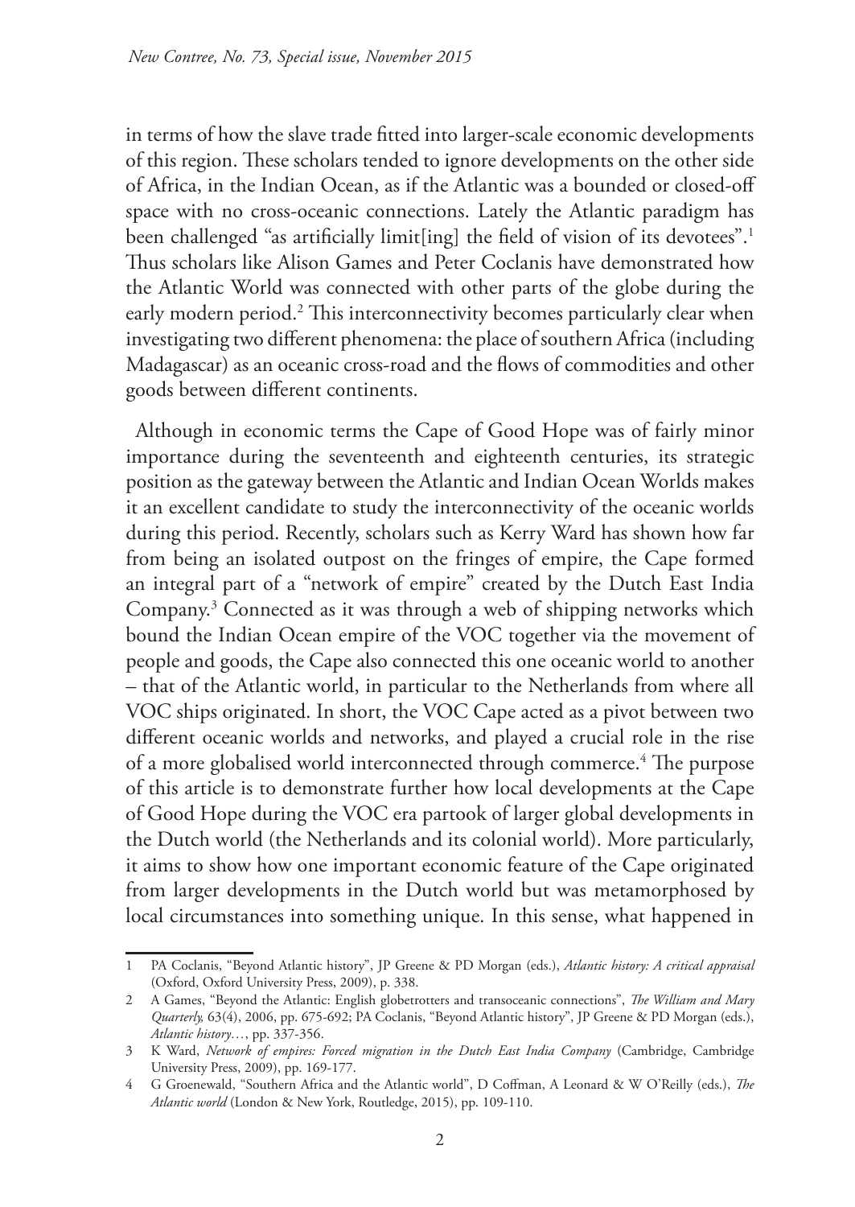in terms of how the slave trade fitted into larger-scale economic developments of this region. These scholars tended to ignore developments on the other side of Africa, in the Indian Ocean, as if the Atlantic was a bounded or closed-off space with no cross-oceanic connections. Lately the Atlantic paradigm has been challenged "as artificially limit[ing] the field of vision of its devotees".[1] Thus scholars like Alison Games and Peter Coclanis have demonstrated how the Atlantic World was connected with other parts of the globe during the early modern period.[2] This interconnectivity becomes particularly clear when investigating two different phenomena: the place of southern Africa (including Madagascar) as an oceanic cross-road and the flows of commodities and other goods between different continents.

Although in economic terms the Cape of Good Hope was of fairly minor importance during the seventeenth and eighteenth centuries, its strategic position as the gateway between the Atlantic and Indian Ocean Worlds makes it an excellent candidate to study the interconnectivity of the oceanic worlds during this period. Recently, scholars such as Kerry Ward has shown how far from being an isolated outpost on the fringes of empire, the Cape formed an integral part of a "network of empire" created by the Dutch East India Company.[3] Connected as it was through a web of shipping networks which bound the Indian Ocean empire of the VOC together via the movement of people and goods, the Cape also connected this one oceanic world to another – that of the Atlantic world, in particular to the Netherlands from where all VOC ships originated. In short, the VOC Cape acted as a pivot between two different oceanic worlds and networks, and played a crucial role in the rise of a more globalised world interconnected through commerce.[4] The purpose of this article is to demonstrate further how local developments at the Cape of Good Hope during the VOC era partook of larger global developments in the Dutch world (the Netherlands and its colonial world). More particularly, it aims to show how one important economic feature of the Cape originated from larger developments in the Dutch world but was metamorphosed by local circumstances into something unique. In this sense, what happened in

---

1 PA Coclanis, "Beyond Atlantic history", JP Greene & PD Morgan (eds.), *Atlantic history: A critical appraisal* (Oxford, Oxford University Press, 2009), p. 338.

2 A Games, "Beyond the Atlantic: English globetrotters and transoceanic connections", *The William and Mary Quarterly,* 63(4), 2006, pp. 675-692; PA Coclanis, "Beyond Atlantic history", JP Greene & PD Morgan (eds.), *Atlantic history…*, pp. 337-356.

3 K Ward, *Network of empires: Forced migration in the Dutch East India Company* (Cambridge, Cambridge University Press, 2009), pp. 169-177.

4 G Groenewald, "Southern Africa and the Atlantic world", D Coffman, A Leonard & W O'Reilly (eds.), *The Atlantic world* (London & New York, Routledge, 2015), pp. 109-110.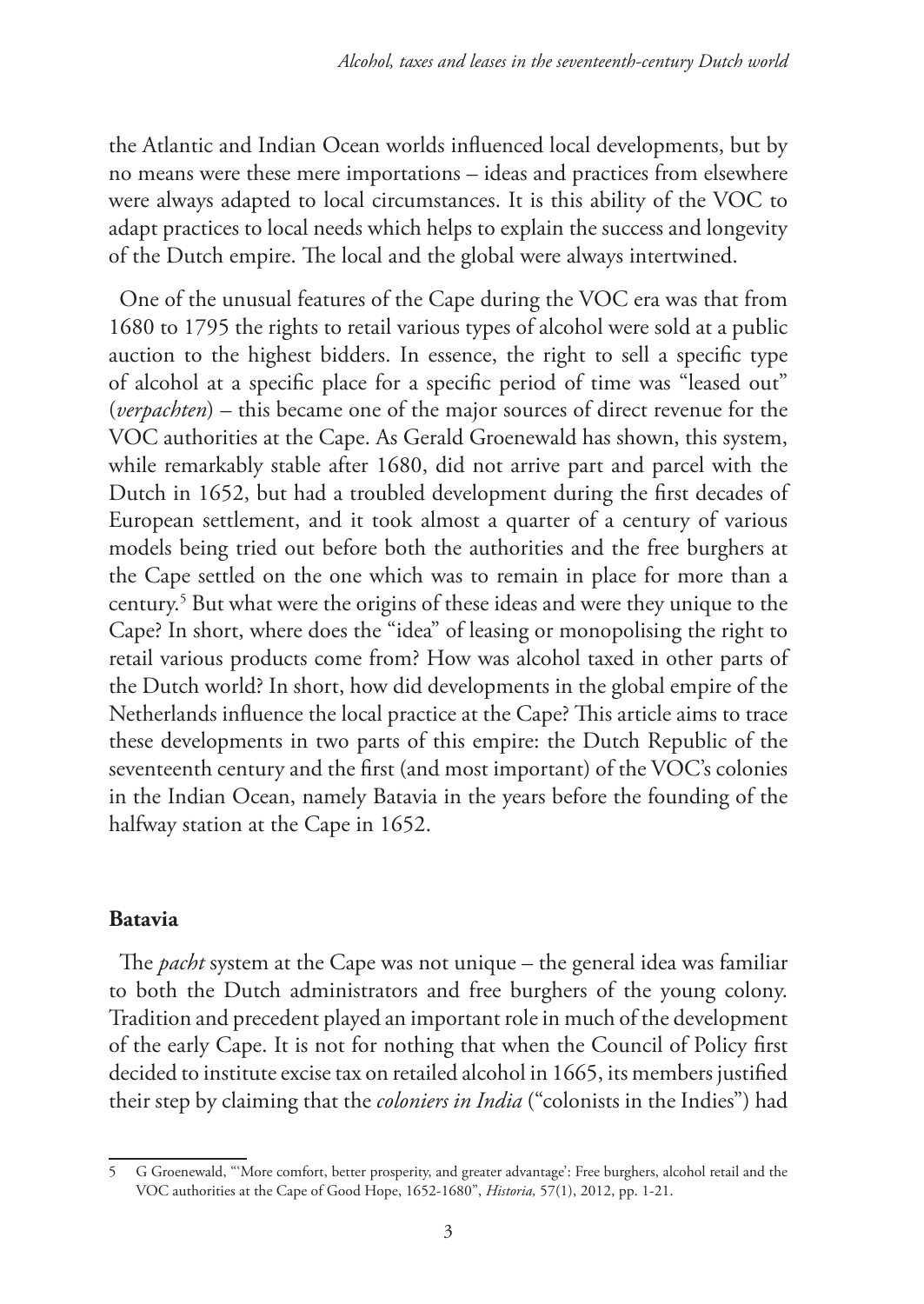the Atlantic and Indian Ocean worlds influenced local developments, but by no means were these mere importations – ideas and practices from elsewhere were always adapted to local circumstances. It is this ability of the VOC to adapt practices to local needs which helps to explain the success and longevity of the Dutch empire. The local and the global were always intertwined.

One of the unusual features of the Cape during the VOC era was that from 1680 to 1795 the rights to retail various types of alcohol were sold at a public auction to the highest bidders. In essence, the right to sell a specific type of alcohol at a specific place for a specific period of time was "leased out" (*verpachten*) – this became one of the major sources of direct revenue for the VOC authorities at the Cape. As Gerald Groenewald has shown, this system, while remarkably stable after 1680, did not arrive part and parcel with the Dutch in 1652, but had a troubled development during the first decades of European settlement, and it took almost a quarter of a century of various models being tried out before both the authorities and the free burghers at the Cape settled on the one which was to remain in place for more than a century.[5] But what were the origins of these ideas and were they unique to the Cape? In short, where does the "idea" of leasing or monopolising the right to retail various products come from? How was alcohol taxed in other parts of the Dutch world? In short, how did developments in the global empire of the Netherlands influence the local practice at the Cape? This article aims to trace these developments in two parts of this empire: the Dutch Republic of the seventeenth century and the first (and most important) of the VOC's colonies in the Indian Ocean, namely Batavia in the years before the founding of the halfway station at the Cape in 1652.

## Batavia

The *pacht* system at the Cape was not unique – the general idea was familiar to both the Dutch administrators and free burghers of the young colony. Tradition and precedent played an important role in much of the development of the early Cape. It is not for nothing that when the Council of Policy first decided to institute excise tax on retailed alcohol in 1665, its members justified their step by claiming that the *coloniers in India* ("colonists in the Indies") had

---

5 G Groenewald, "'More comfort, better prosperity, and greater advantage': Free burghers, alcohol retail and the VOC authorities at the Cape of Good Hope, 1652-1680", *Historia,* 57(1), 2012, pp. 1-21.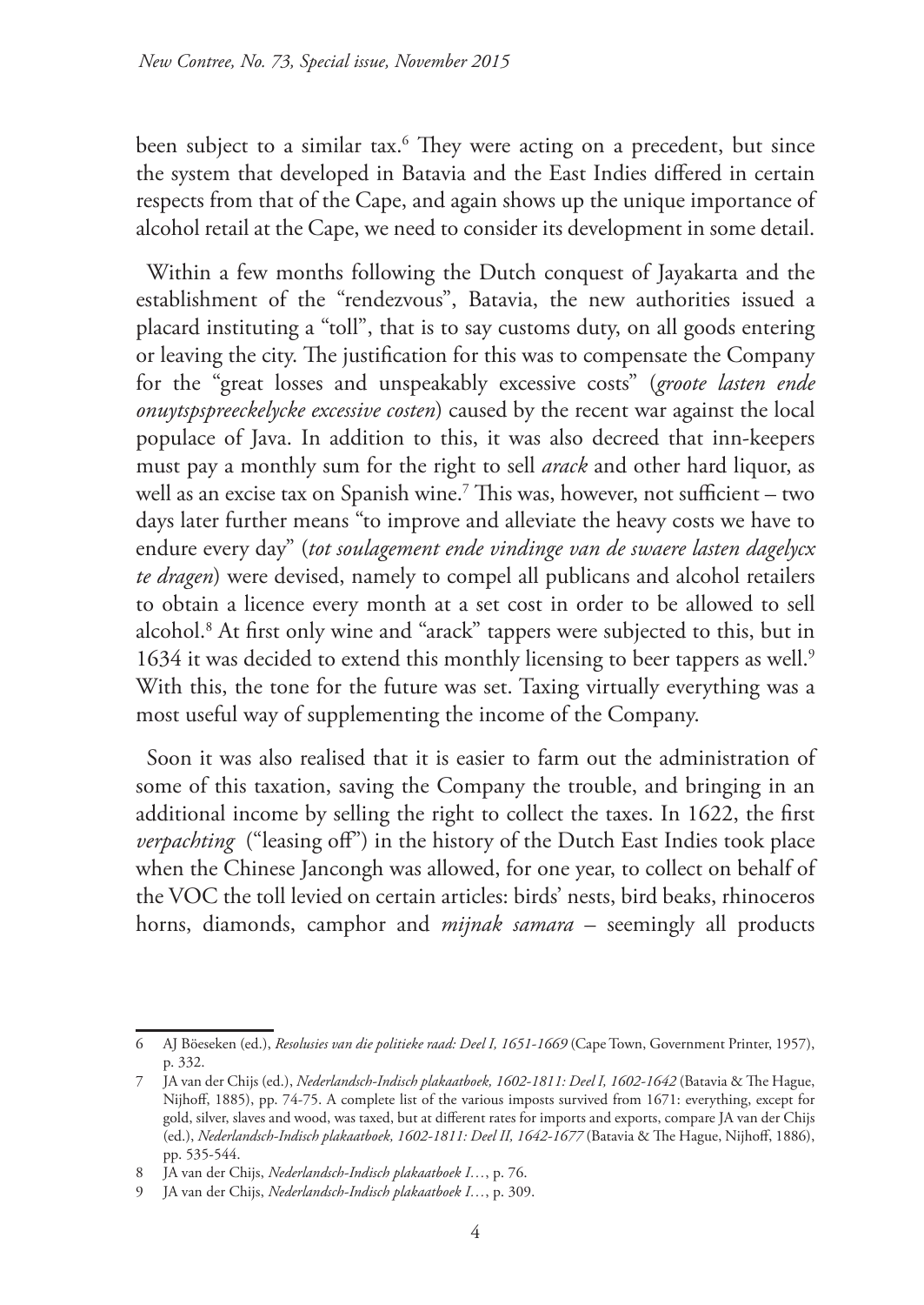been subject to a similar tax.[6] They were acting on a precedent, but since the system that developed in Batavia and the East Indies differed in certain respects from that of the Cape, and again shows up the unique importance of alcohol retail at the Cape, we need to consider its development in some detail.

Within a few months following the Dutch conquest of Jayakarta and the establishment of the "rendezvous", Batavia, the new authorities issued a placard instituting a "toll", that is to say customs duty, on all goods entering or leaving the city. The justification for this was to compensate the Company for the "great losses and unspeakably excessive costs" (*groote lasten ende onuytspspreeckelycke excessive costen*) caused by the recent war against the local populace of Java. In addition to this, it was also decreed that inn-keepers must pay a monthly sum for the right to sell *arack* and other hard liquor, as well as an excise tax on Spanish wine.[7] This was, however, not sufficient – two days later further means "to improve and alleviate the heavy costs we have to endure every day" (*tot soulagement ende vindinge van de swaere lasten dagelycx te dragen*) were devised, namely to compel all publicans and alcohol retailers to obtain a licence every month at a set cost in order to be allowed to sell alcohol.[8] At first only wine and "arack" tappers were subjected to this, but in 1634 it was decided to extend this monthly licensing to beer tappers as well.[9] With this, the tone for the future was set. Taxing virtually everything was a most useful way of supplementing the income of the Company.

Soon it was also realised that it is easier to farm out the administration of some of this taxation, saving the Company the trouble, and bringing in an additional income by selling the right to collect the taxes. In 1622, the first *verpachting* ("leasing off") in the history of the Dutch East Indies took place when the Chinese Jancongh was allowed, for one year, to collect on behalf of the VOC the toll levied on certain articles: birds' nests, bird beaks, rhinoceros horns, diamonds, camphor and *mijnak samara* – seemingly all products

---

6 AJ Böeseken (ed.), *Resolusies van die politieke raad: Deel I, 1651-1669* (Cape Town, Government Printer, 1957), p. 332.

7 JA van der Chijs (ed.), *Nederlandsch-Indisch plakaatboek, 1602-1811: Deel I, 1602-1642* (Batavia & The Hague, Nijhoff, 1885), pp. 74-75. A complete list of the various imposts survived from 1671: everything, except for gold, silver, slaves and wood, was taxed, but at different rates for imports and exports, compare JA van der Chijs (ed.), *Nederlandsch-Indisch plakaatboek, 1602-1811: Deel II, 1642-1677* (Batavia & The Hague, Nijhoff, 1886), pp. 535-544.

8 JA van der Chijs, *Nederlandsch-Indisch plakaatboek I…*, p. 76.

9 JA van der Chijs, *Nederlandsch-Indisch plakaatboek I…*, p. 309.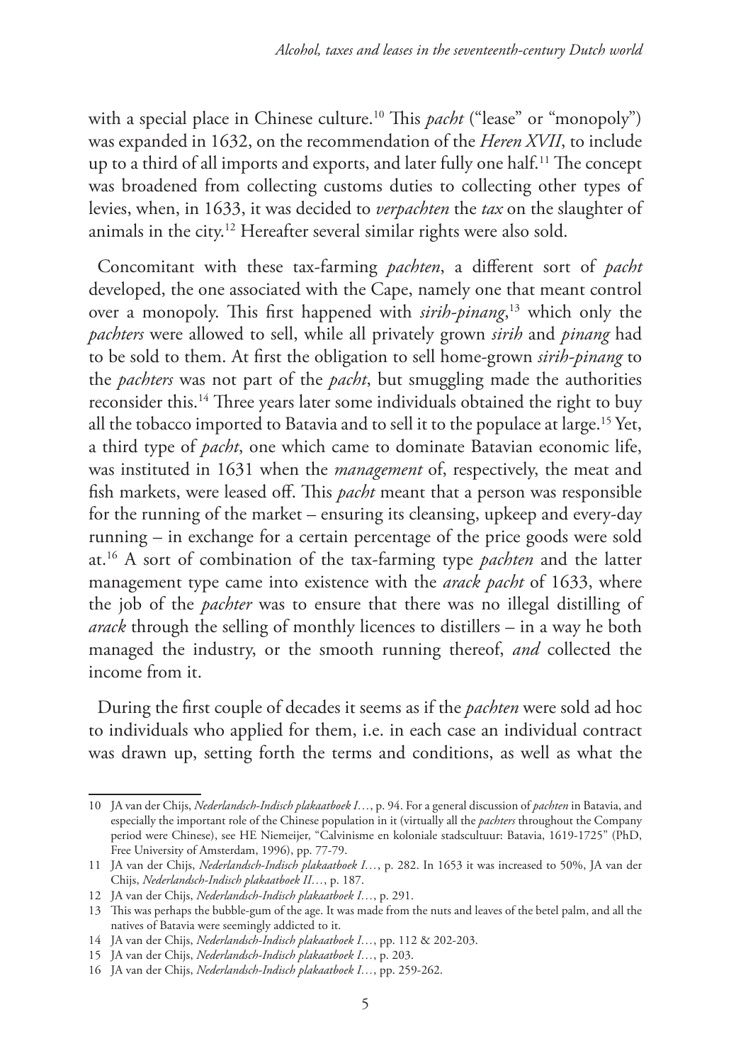with a special place in Chinese culture.[10] This *pacht* ("lease" or "monopoly") was expanded in 1632, on the recommendation of the *Heren XVII*, to include up to a third of all imports and exports, and later fully one half.[11] The concept was broadened from collecting customs duties to collecting other types of levies, when, in 1633, it was decided to *verpachten* the *tax* on the slaughter of animals in the city.[12] Hereafter several similar rights were also sold.

Concomitant with these tax-farming *pachten*, a different sort of *pacht* developed, the one associated with the Cape, namely one that meant control over a monopoly. This first happened with *sirih-pinang*,[13] which only the *pachters* were allowed to sell, while all privately grown *sirih* and *pinang* had to be sold to them. At first the obligation to sell home-grown *sirih-pinang* to the *pachters* was not part of the *pacht*, but smuggling made the authorities reconsider this.[14] Three years later some individuals obtained the right to buy all the tobacco imported to Batavia and to sell it to the populace at large.[15] Yet, a third type of *pacht*, one which came to dominate Batavian economic life, was instituted in 1631 when the *management* of, respectively, the meat and fish markets, were leased off. This *pacht* meant that a person was responsible for the running of the market – ensuring its cleansing, upkeep and every-day running – in exchange for a certain percentage of the price goods were sold at.[16] A sort of combination of the tax-farming type *pachten* and the latter management type came into existence with the *arack pacht* of 1633, where the job of the *pachter* was to ensure that there was no illegal distilling of *arack* through the selling of monthly licences to distillers – in a way he both managed the industry, or the smooth running thereof, *and* collected the income from it.

During the first couple of decades it seems as if the *pachten* were sold ad hoc to individuals who applied for them, i.e. in each case an individual contract was drawn up, setting forth the terms and conditions, as well as what the

---

10 JA van der Chijs, *Nederlandsch-Indisch plakaatboek I…*, p. 94. For a general discussion of *pachten* in Batavia, and especially the important role of the Chinese population in it (virtually all the *pachters* throughout the Company period were Chinese), see HE Niemeijer, "Calvinisme en koloniale stadscultuur: Batavia, 1619-1725" (PhD, Free University of Amsterdam, 1996), pp. 77-79.

11 JA van der Chijs, *Nederlandsch-Indisch plakaatboek I…*, p. 282. In 1653 it was increased to 50%, JA van der Chijs, *Nederlandsch-Indisch plakaatboek II…*, p. 187.

12 JA van der Chijs, *Nederlandsch-Indisch plakaatboek I…*, p. 291.

13 This was perhaps the bubble-gum of the age. It was made from the nuts and leaves of the betel palm, and all the natives of Batavia were seemingly addicted to it.

14 JA van der Chijs, *Nederlandsch-Indisch plakaatboek I…*, pp. 112 & 202-203.

15 JA van der Chijs, *Nederlandsch-Indisch plakaatboek I…*, p. 203.

16 JA van der Chijs, *Nederlandsch-Indisch plakaatboek I…*, pp. 259-262.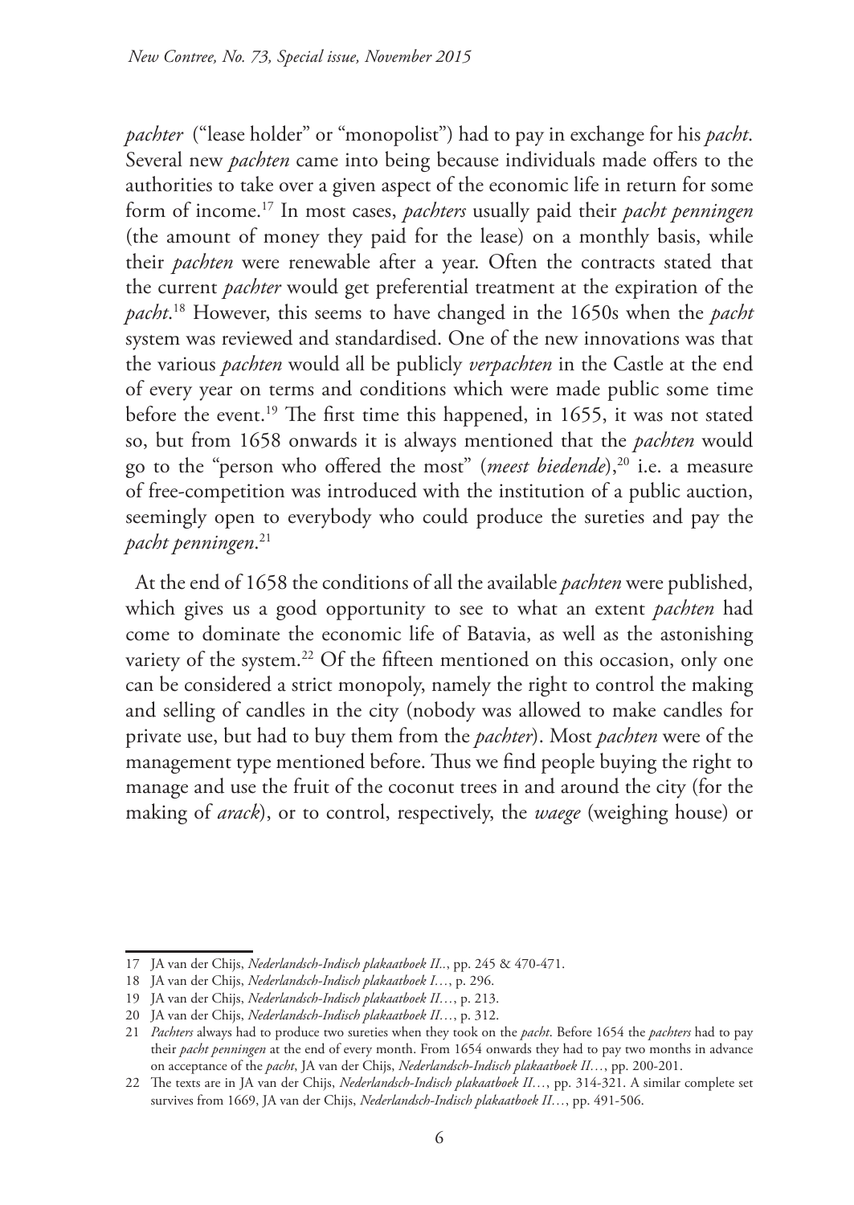*pachter* ("lease holder" or "monopolist") had to pay in exchange for his *pacht*. Several new *pachten* came into being because individuals made offers to the authorities to take over a given aspect of the economic life in return for some form of income.[17] In most cases, *pachters* usually paid their *pacht penningen* (the amount of money they paid for the lease) on a monthly basis, while their *pachten* were renewable after a year. Often the contracts stated that the current *pachter* would get preferential treatment at the expiration of the *pacht*.[18] However, this seems to have changed in the 1650s when the *pacht* system was reviewed and standardised. One of the new innovations was that the various *pachten* would all be publicly *verpachten* in the Castle at the end of every year on terms and conditions which were made public some time before the event.[19] The first time this happened, in 1655, it was not stated so, but from 1658 onwards it is always mentioned that the *pachten* would go to the "person who offered the most" (*meest biedende*),[20] i.e. a measure of free-competition was introduced with the institution of a public auction, seemingly open to everybody who could produce the sureties and pay the *pacht penningen*.[21]

At the end of 1658 the conditions of all the available *pachten* were published, which gives us a good opportunity to see to what an extent *pachten* had come to dominate the economic life of Batavia, as well as the astonishing variety of the system.[22] Of the fifteen mentioned on this occasion, only one can be considered a strict monopoly, namely the right to control the making and selling of candles in the city (nobody was allowed to make candles for private use, but had to buy them from the *pachter*). Most *pachten* were of the management type mentioned before. Thus we find people buying the right to manage and use the fruit of the coconut trees in and around the city (for the making of *arack*), or to control, respectively, the *waege* (weighing house) or

---

17 JA van der Chijs, *Nederlandsch-Indisch plakaatboek II..*, pp. 245 & 470-471.

18 JA van der Chijs, *Nederlandsch-Indisch plakaatboek I…*, p. 296.

19 JA van der Chijs, *Nederlandsch-Indisch plakaatboek II…*, p. 213.

20 JA van der Chijs, *Nederlandsch-Indisch plakaatboek II…*, p. 312.

21 *Pachters* always had to produce two sureties when they took on the *pacht*. Before 1654 the *pachters* had to pay their *pacht penningen* at the end of every month. From 1654 onwards they had to pay two months in advance on acceptance of the *pacht*, JA van der Chijs, *Nederlandsch-Indisch plakaatboek II…*, pp. 200-201.

22 The texts are in JA van der Chijs, *Nederlandsch-Indisch plakaatboek II…*, pp. 314-321. A similar complete set survives from 1669, JA van der Chijs, *Nederlandsch-Indisch plakaatboek II…*, pp. 491-506.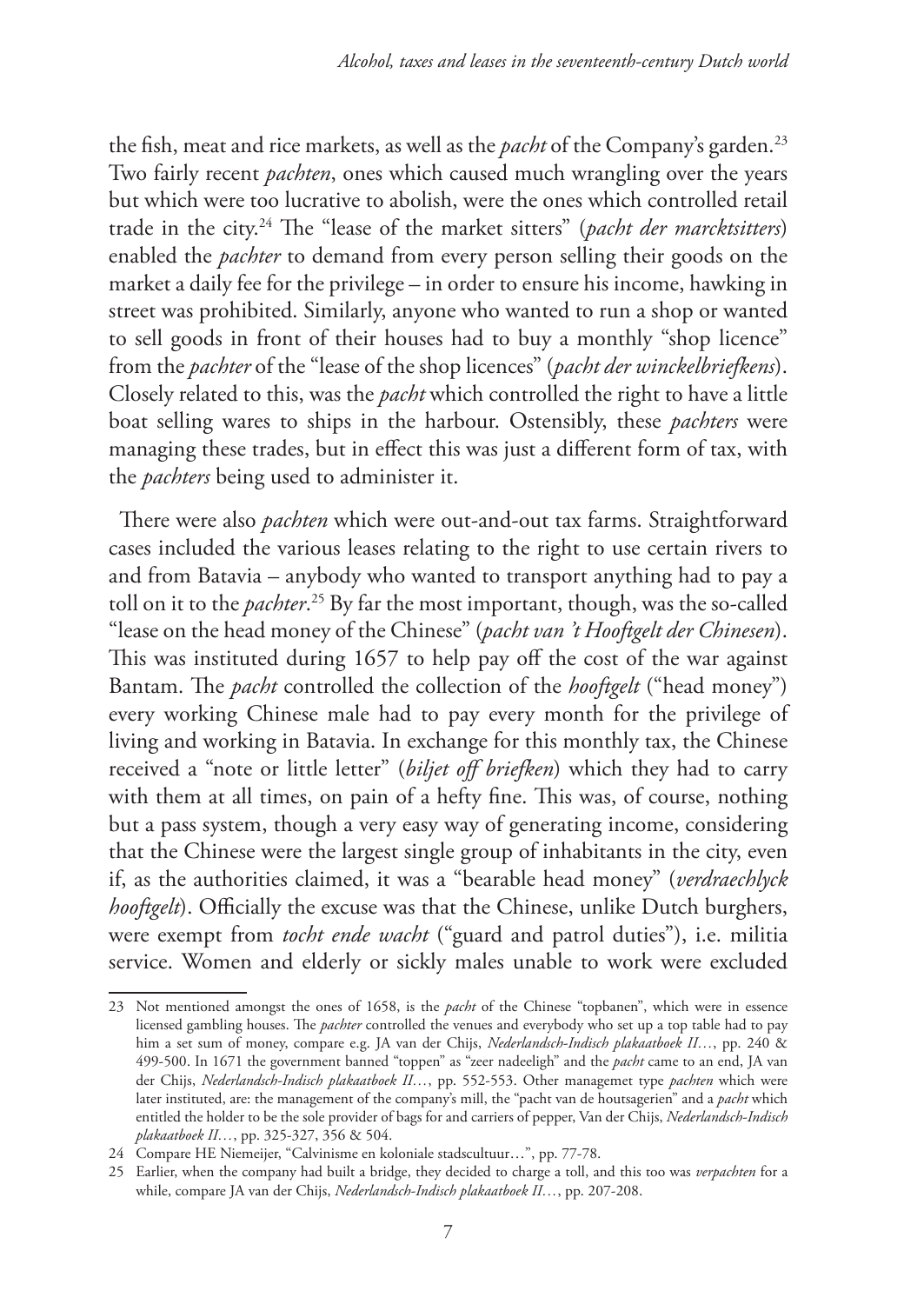the fish, meat and rice markets, as well as the *pacht* of the Company's garden.[23] Two fairly recent *pachten*, ones which caused much wrangling over the years but which were too lucrative to abolish, were the ones which controlled retail trade in the city.[24] The "lease of the market sitters" (*pacht der marcktsitters*) enabled the *pachter* to demand from every person selling their goods on the market a daily fee for the privilege – in order to ensure his income, hawking in street was prohibited. Similarly, anyone who wanted to run a shop or wanted to sell goods in front of their houses had to buy a monthly "shop licence" from the *pachter* of the "lease of the shop licences" (*pacht der winckelbriefkens*). Closely related to this, was the *pacht* which controlled the right to have a little boat selling wares to ships in the harbour. Ostensibly, these *pachters* were managing these trades, but in effect this was just a different form of tax, with the *pachters* being used to administer it.

There were also *pachten* which were out-and-out tax farms. Straightforward cases included the various leases relating to the right to use certain rivers to and from Batavia – anybody who wanted to transport anything had to pay a toll on it to the *pachter*.[25] By far the most important, though, was the so-called "lease on the head money of the Chinese" (*pacht van 't Hooftgelt der Chinesen*). This was instituted during 1657 to help pay off the cost of the war against Bantam. The *pacht* controlled the collection of the *hooftgelt* ("head money") every working Chinese male had to pay every month for the privilege of living and working in Batavia. In exchange for this monthly tax, the Chinese received a "note or little letter" (*biljet off briefken*) which they had to carry with them at all times, on pain of a hefty fine. This was, of course, nothing but a pass system, though a very easy way of generating income, considering that the Chinese were the largest single group of inhabitants in the city, even if, as the authorities claimed, it was a "bearable head money" (*verdraechlyck hooftgelt*). Officially the excuse was that the Chinese, unlike Dutch burghers, were exempt from *tocht ende wacht* ("guard and patrol duties"), i.e. militia service. Women and elderly or sickly males unable to work were excluded

---

23 Not mentioned amongst the ones of 1658, is the *pacht* of the Chinese "topbanen", which were in essence licensed gambling houses. The *pachter* controlled the venues and everybody who set up a top table had to pay him a set sum of money, compare e.g. JA van der Chijs, *Nederlandsch-Indisch plakaatboek II…*, pp. 240 & 499-500. In 1671 the government banned "toppen" as "zeer nadeeligh" and the *pacht* came to an end, JA van der Chijs, *Nederlandsch-Indisch plakaatboek II…*, pp. 552-553. Other managemet type *pachten* which were later instituted, are: the management of the company's mill, the "pacht van de houtsagerien" and a *pacht* which entitled the holder to be the sole provider of bags for and carriers of pepper, Van der Chijs, *Nederlandsch-Indisch plakaatboek II…*, pp. 325-327, 356 & 504.

24 Compare HE Niemeijer, "Calvinisme en koloniale stadscultuur…", pp. 77-78.

25 Earlier, when the company had built a bridge, they decided to charge a toll, and this too was *verpachten* for a while, compare JA van der Chijs, *Nederlandsch-Indisch plakaatboek II…*, pp. 207-208.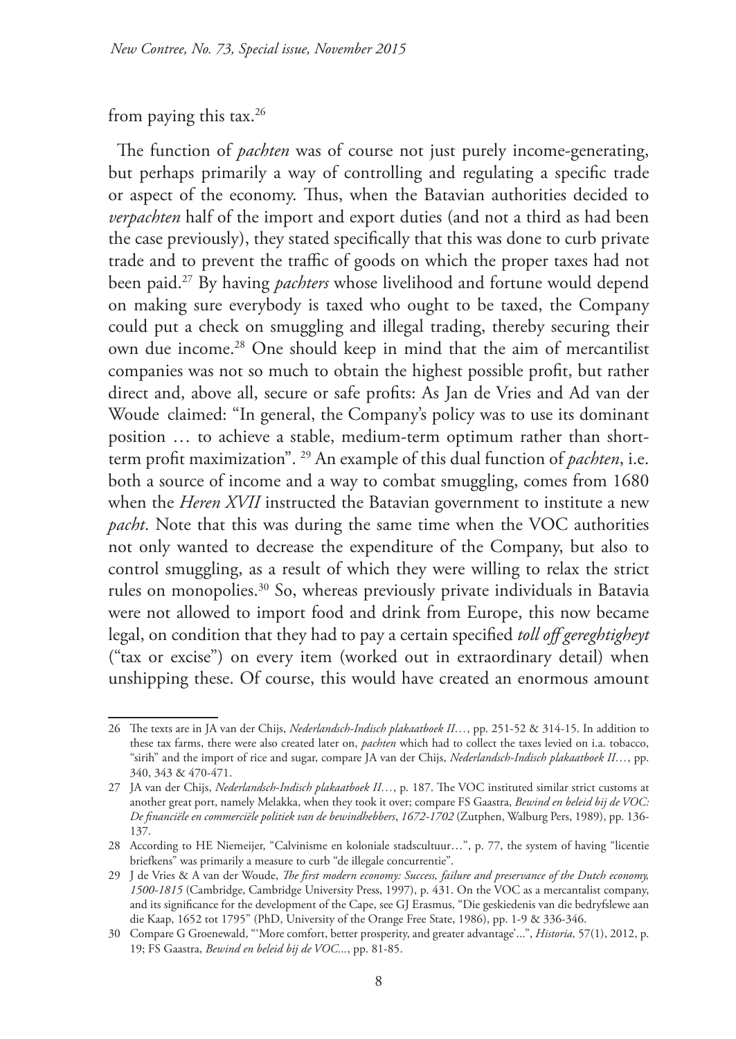from paying this tax.[26]

The function of *pachten* was of course not just purely income-generating, but perhaps primarily a way of controlling and regulating a specific trade or aspect of the economy. Thus, when the Batavian authorities decided to *verpachten* half of the import and export duties (and not a third as had been the case previously), they stated specifically that this was done to curb private trade and to prevent the traffic of goods on which the proper taxes had not been paid.[27] By having *pachters* whose livelihood and fortune would depend on making sure everybody is taxed who ought to be taxed, the Company could put a check on smuggling and illegal trading, thereby securing their own due income.[28] One should keep in mind that the aim of mercantilist companies was not so much to obtain the highest possible profit, but rather direct and, above all, secure or safe profits: As Jan de Vries and Ad van der Woude claimed: "In general, the Company's policy was to use its dominant position … to achieve a stable, medium-term optimum rather than short-term profit maximization". [29] An example of this dual function of *pachten*, i.e. both a source of income and a way to combat smuggling, comes from 1680 when the *Heren XVII* instructed the Batavian government to institute a new *pacht*. Note that this was during the same time when the VOC authorities not only wanted to decrease the expenditure of the Company, but also to control smuggling, as a result of which they were willing to relax the strict rules on monopolies.[30] So, whereas previously private individuals in Batavia were not allowed to import food and drink from Europe, this now became legal, on condition that they had to pay a certain specified *toll off gereghtigheyt* ("tax or excise") on every item (worked out in extraordinary detail) when unshipping these. Of course, this would have created an enormous amount

---

26 The texts are in JA van der Chijs, *Nederlandsch-Indisch plakaatboek II…*, pp. 251-52 & 314-15. In addition to these tax farms, there were also created later on, *pachten* which had to collect the taxes levied on i.a. tobacco, "sirih" and the import of rice and sugar, compare JA van der Chijs, *Nederlandsch-Indisch plakaatboek II…*, pp. 340, 343 & 470-471.

27 JA van der Chijs, *Nederlandsch-Indisch plakaatboek II…*, p. 187. The VOC instituted similar strict customs at another great port, namely Melakka, when they took it over; compare FS Gaastra, *Bewind en beleid bij de VOC: De financiële en commerciële politiek van de bewindhebbers*, *1672-1702* (Zutphen, Walburg Pers, 1989), pp. 136-137.

28 According to HE Niemeijer, "Calvinisme en koloniale stadscultuur…", p. 77, the system of having "licentie briefkens" was primarily a measure to curb "de illegale concurrentie".

29 J de Vries & A van der Woude, *The first modern economy: Success, failure and preservance of the Dutch economy, 1500-1815* (Cambridge, Cambridge University Press, 1997), p. 431. On the VOC as a mercantalist company, and its significance for the development of the Cape, see GJ Erasmus, "Die geskiedenis van die bedryfslewe aan die Kaap, 1652 tot 1795" (PhD, University of the Orange Free State, 1986), pp. 1-9 & 336-346.

30 Compare G Groenewald, "'More comfort, better prosperity, and greater advantage'...", *Historia,* 57(1), 2012, p. 19; FS Gaastra, *Bewind en beleid bij de VOC...*, pp. 81-85.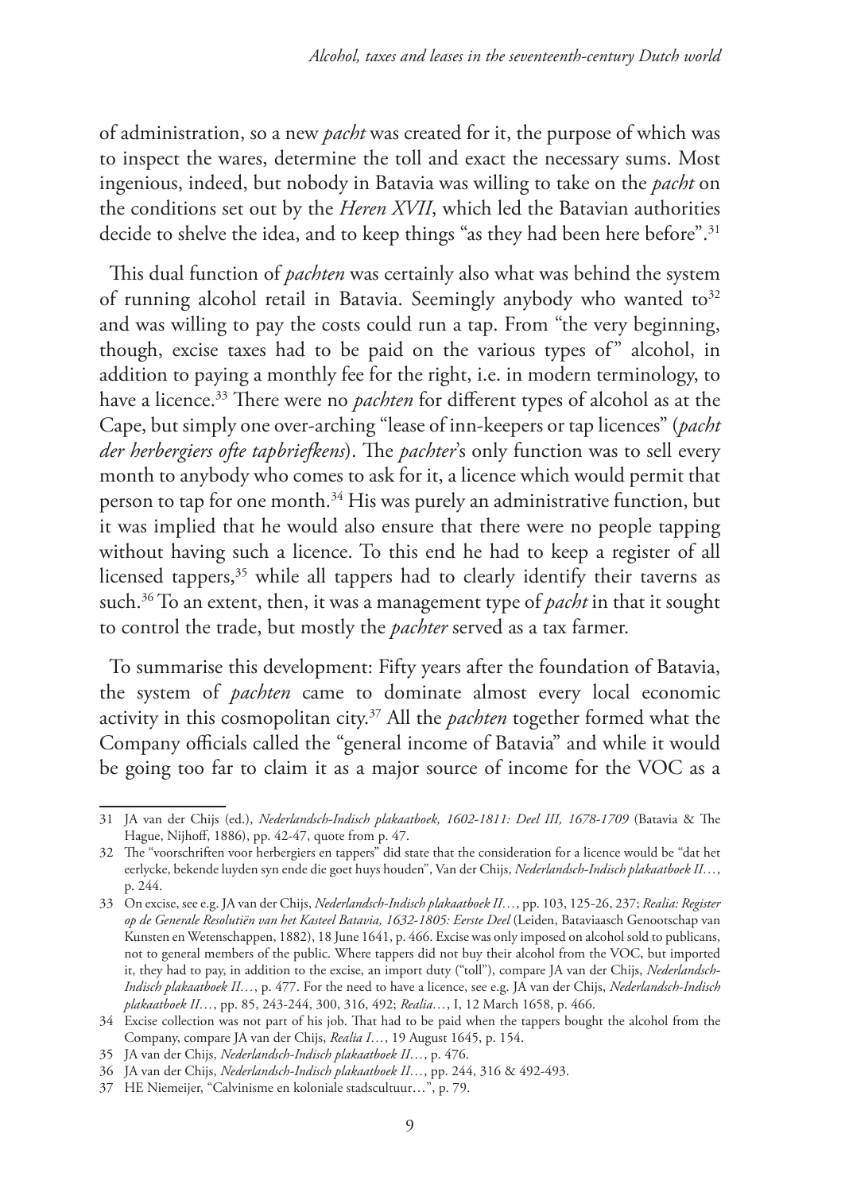of administration, so a new *pacht* was created for it, the purpose of which was to inspect the wares, determine the toll and exact the necessary sums. Most ingenious, indeed, but nobody in Batavia was willing to take on the *pacht* on the conditions set out by the *Heren XVII*, which led the Batavian authorities decide to shelve the idea, and to keep things "as they had been here before".[31]

This dual function of *pachten* was certainly also what was behind the system of running alcohol retail in Batavia. Seemingly anybody who wanted to[32] and was willing to pay the costs could run a tap. From "the very beginning, though, excise taxes had to be paid on the various types of" alcohol, in addition to paying a monthly fee for the right, i.e. in modern terminology, to have a licence.[33] There were no *pachten* for different types of alcohol as at the Cape, but simply one over-arching "lease of inn-keepers or tap licences" (*pacht der herbergiers ofte tapbriefkens*). The *pachter*'s only function was to sell every month to anybody who comes to ask for it, a licence which would permit that person to tap for one month.[34] His was purely an administrative function, but it was implied that he would also ensure that there were no people tapping without having such a licence. To this end he had to keep a register of all licensed tappers,[35] while all tappers had to clearly identify their taverns as such.[36] To an extent, then, it was a management type of *pacht* in that it sought to control the trade, but mostly the *pachter* served as a tax farmer.

To summarise this development: Fifty years after the foundation of Batavia, the system of *pachten* came to dominate almost every local economic activity in this cosmopolitan city.[37] All the *pachten* together formed what the Company officials called the "general income of Batavia" and while it would be going too far to claim it as a major source of income for the VOC as a

---

31 JA van der Chijs (ed.), *Nederlandsch-Indisch plakaatboek, 1602-1811: Deel III, 1678-1709* (Batavia & The Hague, Nijhoff, 1886), pp. 42-47, quote from p. 47.

32 The "voorschriften voor herbergiers en tappers" did state that the consideration for a licence would be "dat het eerlycke, bekende luyden syn ende die goet huys houden", Van der Chijs, *Nederlandsch-Indisch plakaatboek II…*, p. 244.

33 On excise, see e.g. JA van der Chijs, *Nederlandsch-Indisch plakaatboek II…*, pp. 103, 125-26, 237; *Realia: Register op de Generale Resolutiën van het Kasteel Batavia, 1632-1805: Eerste Deel* (Leiden, Bataviaasch Genootschap van Kunsten en Wetenschappen, 1882), 18 June 1641, p. 466. Excise was only imposed on alcohol sold to publicans, not to general members of the public. Where tappers did not buy their alcohol from the VOC, but imported it, they had to pay, in addition to the excise, an import duty ("toll"), compare JA van der Chijs, *Nederlandsch-Indisch plakaatboek II…*, p. 477. For the need to have a licence, see e.g. JA van der Chijs, *Nederlandsch-Indisch plakaatboek II…*, pp. 85, 243-244, 300, 316, 492; *Realia…*, I, 12 March 1658, p. 466.

34 Excise collection was not part of his job. That had to be paid when the tappers bought the alcohol from the Company, compare JA van der Chijs, *Realia I…*, 19 August 1645, p. 154.

35 JA van der Chijs, *Nederlandsch-Indisch plakaatboek II…*, p. 476.

36 JA van der Chijs, *Nederlandsch-Indisch plakaatboek II…*, pp. 244, 316 & 492-493.

37 HE Niemeijer, "Calvinisme en koloniale stadscultuur…", p. 79.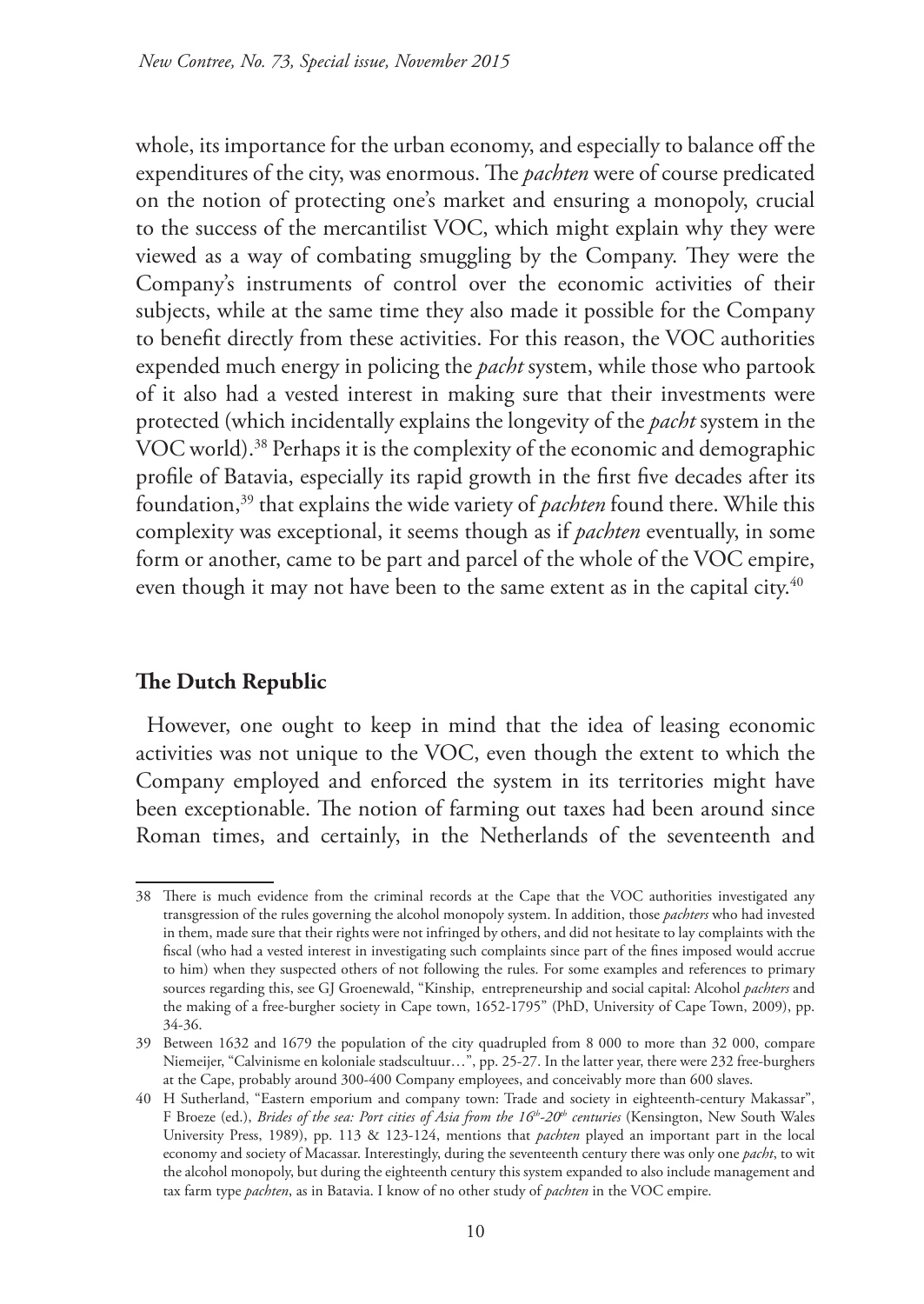whole, its importance for the urban economy, and especially to balance off the expenditures of the city, was enormous. The *pachten* were of course predicated on the notion of protecting one's market and ensuring a monopoly, crucial to the success of the mercantilist VOC, which might explain why they were viewed as a way of combating smuggling by the Company. They were the Company's instruments of control over the economic activities of their subjects, while at the same time they also made it possible for the Company to benefit directly from these activities. For this reason, the VOC authorities expended much energy in policing the *pacht* system, while those who partook of it also had a vested interest in making sure that their investments were protected (which incidentally explains the longevity of the *pacht* system in the VOC world).[38] Perhaps it is the complexity of the economic and demographic profile of Batavia, especially its rapid growth in the first five decades after its foundation,[39] that explains the wide variety of *pachten* found there. While this complexity was exceptional, it seems though as if *pachten* eventually, in some form or another, came to be part and parcel of the whole of the VOC empire, even though it may not have been to the same extent as in the capital city.[40]

## The Dutch Republic

However, one ought to keep in mind that the idea of leasing economic activities was not unique to the VOC, even though the extent to which the Company employed and enforced the system in its territories might have been exceptionable. The notion of farming out taxes had been around since Roman times, and certainly, in the Netherlands of the seventeenth and

---

38 There is much evidence from the criminal records at the Cape that the VOC authorities investigated any transgression of the rules governing the alcohol monopoly system. In addition, those *pachters* who had invested in them, made sure that their rights were not infringed by others, and did not hesitate to lay complaints with the fiscal (who had a vested interest in investigating such complaints since part of the fines imposed would accrue to him) when they suspected others of not following the rules. For some examples and references to primary sources regarding this, see GJ Groenewald, "Kinship, entrepreneurship and social capital: Alcohol *pachters* and the making of a free-burgher society in Cape town, 1652-1795" (PhD, University of Cape Town, 2009), pp. 34-36.

39 Between 1632 and 1679 the population of the city quadrupled from 8 000 to more than 32 000, compare Niemeijer, "Calvinisme en koloniale stadscultuur…", pp. 25-27. In the latter year, there were 232 free-burghers at the Cape, probably around 300-400 Company employees, and conceivably more than 600 slaves.

40 H Sutherland, "Eastern emporium and company town: Trade and society in eighteenth-century Makassar", F Broeze (ed.), *Brides of the sea: Port cities of Asia from the 16th-20th centuries* (Kensington, New South Wales University Press, 1989), pp. 113 & 123-124, mentions that *pachten* played an important part in the local economy and society of Macassar. Interestingly, during the seventeenth century there was only one *pacht*, to wit the alcohol monopoly, but during the eighteenth century this system expanded to also include management and tax farm type *pachten*, as in Batavia. I know of no other study of *pachten* in the VOC empire.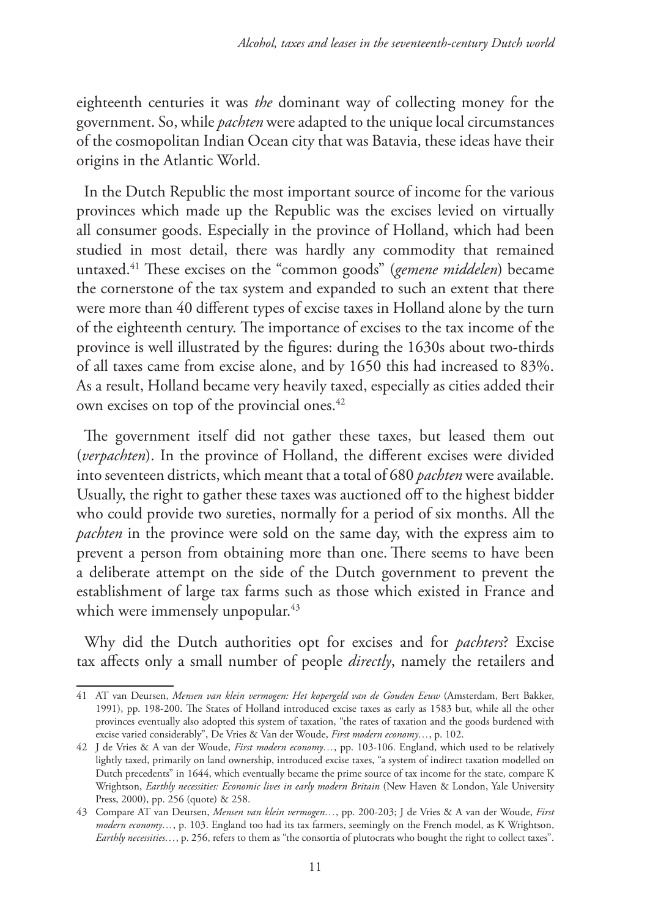eighteenth centuries it was *the* dominant way of collecting money for the government. So, while *pachten* were adapted to the unique local circumstances of the cosmopolitan Indian Ocean city that was Batavia, these ideas have their origins in the Atlantic World.

In the Dutch Republic the most important source of income for the various provinces which made up the Republic was the excises levied on virtually all consumer goods. Especially in the province of Holland, which had been studied in most detail, there was hardly any commodity that remained untaxed.[41] These excises on the "common goods" (*gemene middelen*) became the cornerstone of the tax system and expanded to such an extent that there were more than 40 different types of excise taxes in Holland alone by the turn of the eighteenth century. The importance of excises to the tax income of the province is well illustrated by the figures: during the 1630s about two-thirds of all taxes came from excise alone, and by 1650 this had increased to 83%. As a result, Holland became very heavily taxed, especially as cities added their own excises on top of the provincial ones.[42]

The government itself did not gather these taxes, but leased them out (*verpachten*). In the province of Holland, the different excises were divided into seventeen districts, which meant that a total of 680 *pachten* were available. Usually, the right to gather these taxes was auctioned off to the highest bidder who could provide two sureties, normally for a period of six months. All the *pachten* in the province were sold on the same day, with the express aim to prevent a person from obtaining more than one. There seems to have been a deliberate attempt on the side of the Dutch government to prevent the establishment of large tax farms such as those which existed in France and which were immensely unpopular.[43]

Why did the Dutch authorities opt for excises and for *pachters*? Excise tax affects only a small number of people *directly*, namely the retailers and

---

41 AT van Deursen, *Mensen van klein vermogen: Het kopergeld van de Gouden Eeuw* (Amsterdam, Bert Bakker, 1991), pp. 198-200. The States of Holland introduced excise taxes as early as 1583 but, while all the other provinces eventually also adopted this system of taxation, "the rates of taxation and the goods burdened with excise varied considerably", De Vries & Van der Woude, *First modern economy…*, p. 102.

42 J de Vries & A van der Woude, *First modern economy…*, pp. 103-106. England, which used to be relatively lightly taxed, primarily on land ownership, introduced excise taxes, "a system of indirect taxation modelled on Dutch precedents" in 1644, which eventually became the prime source of tax income for the state, compare K Wrightson, *Earthly necessities: Economic lives in early modern Britain* (New Haven & London, Yale University Press, 2000), pp. 256 (quote) & 258.

43 Compare AT van Deursen, *Mensen van klein vermogen…*, pp. 200-203; J de Vries & A van der Woude, *First modern economy…*, p. 103. England too had its tax farmers, seemingly on the French model, as K Wrightson, *Earthly necessities…*, p. 256, refers to them as "the consortia of plutocrats who bought the right to collect taxes".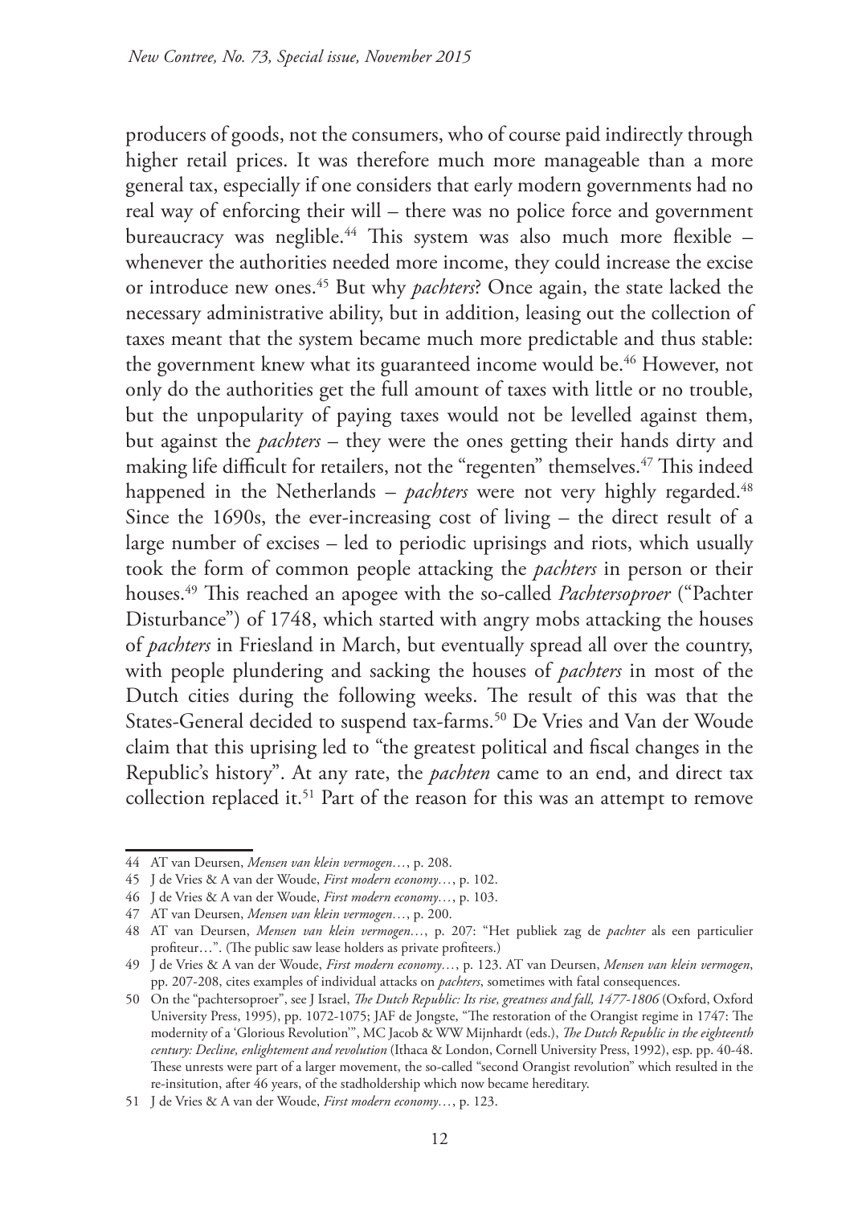producers of goods, not the consumers, who of course paid indirectly through higher retail prices. It was therefore much more manageable than a more general tax, especially if one considers that early modern governments had no real way of enforcing their will – there was no police force and government bureaucracy was neglible.[44] This system was also much more flexible – whenever the authorities needed more income, they could increase the excise or introduce new ones.[45] But why *pachters*? Once again, the state lacked the necessary administrative ability, but in addition, leasing out the collection of taxes meant that the system became much more predictable and thus stable: the government knew what its guaranteed income would be.[46] However, not only do the authorities get the full amount of taxes with little or no trouble, but the unpopularity of paying taxes would not be levelled against them, but against the *pachters* – they were the ones getting their hands dirty and making life difficult for retailers, not the "regenten" themselves.[47] This indeed happened in the Netherlands – *pachters* were not very highly regarded.[48] Since the 1690s, the ever-increasing cost of living – the direct result of a large number of excises – led to periodic uprisings and riots, which usually took the form of common people attacking the *pachters* in person or their houses.[49] This reached an apogee with the so-called *Pachtersoproer* ("Pachter Disturbance") of 1748, which started with angry mobs attacking the houses of *pachters* in Friesland in March, but eventually spread all over the country, with people plundering and sacking the houses of *pachters* in most of the Dutch cities during the following weeks. The result of this was that the States-General decided to suspend tax-farms.[50] De Vries and Van der Woude claim that this uprising led to "the greatest political and fiscal changes in the Republic's history". At any rate, the *pachten* came to an end, and direct tax collection replaced it.[51] Part of the reason for this was an attempt to remove

---

44 AT van Deursen, *Mensen van klein vermogen…*, p. 208.

45 J de Vries & A van der Woude, *First modern economy…*, p. 102.

46 J de Vries & A van der Woude, *First modern economy…*, p. 103.

47 AT van Deursen, *Mensen van klein vermogen…*, p. 200.

48 AT van Deursen, *Mensen van klein vermogen…*, p. 207: "Het publiek zag de *pachter* als een particulier profiteur…". (The public saw lease holders as private profiteers.)

49 J de Vries & A van der Woude, *First modern economy…*, p. 123. AT van Deursen, *Mensen van klein vermogen*, pp. 207-208, cites examples of individual attacks on *pachters*, sometimes with fatal consequences.

50 On the "pachtersoproer", see J Israel, *The Dutch Republic: Its rise, greatness and fall, 1477-1806* (Oxford, Oxford University Press, 1995), pp. 1072-1075; JAF de Jongste, "The restoration of the Orangist regime in 1747: The modernity of a 'Glorious Revolution'", MC Jacob & WW Mijnhardt (eds.), *The Dutch Republic in the eighteenth century: Decline, enlightement and revolution* (Ithaca & London, Cornell University Press, 1992), esp. pp. 40-48. These unrests were part of a larger movement, the so-called "second Orangist revolution" which resulted in the re-insitution, after 46 years, of the stadholdership which now became hereditary.

51 J de Vries & A van der Woude, *First modern economy…*, p. 123.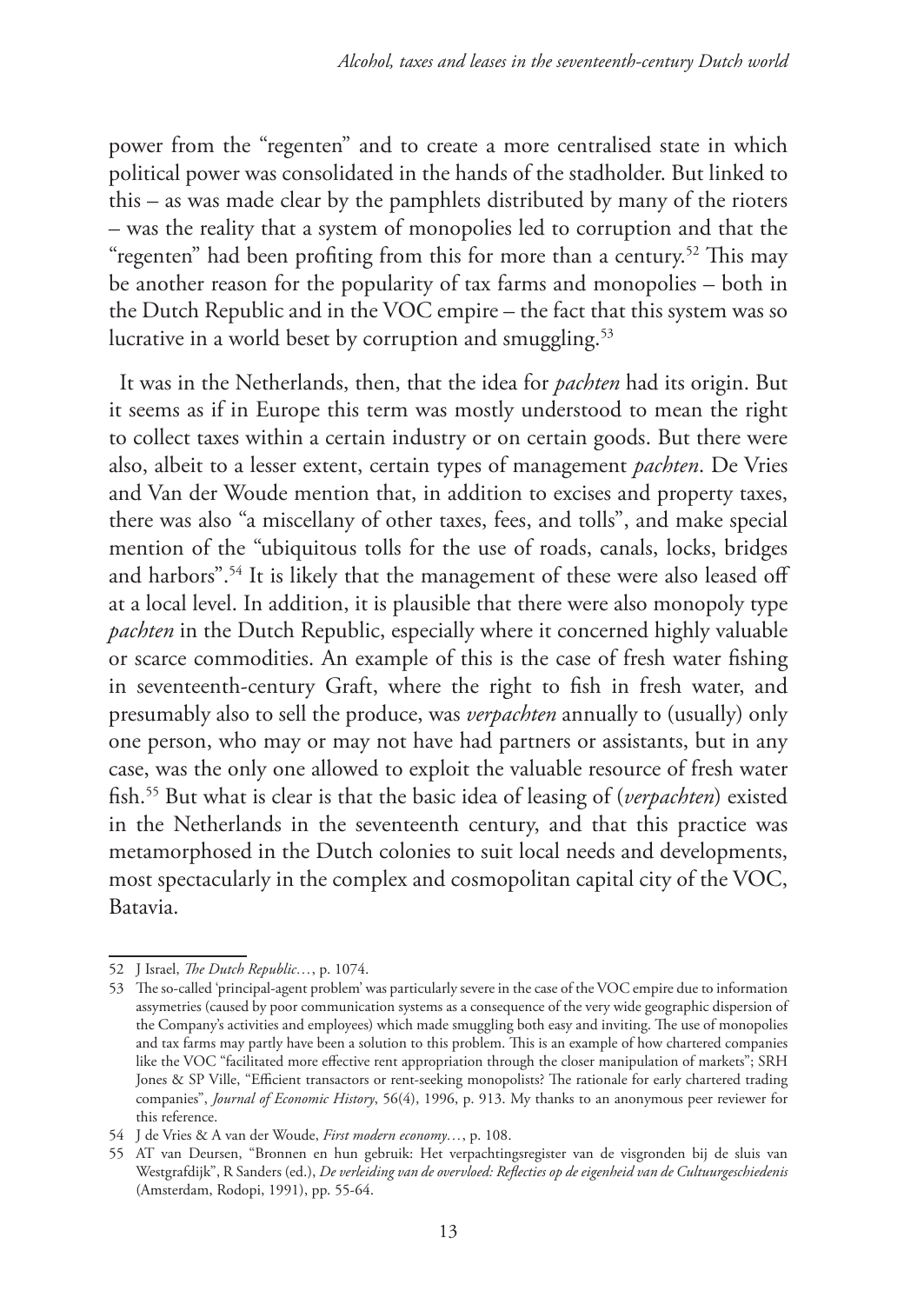power from the "regenten" and to create a more centralised state in which political power was consolidated in the hands of the stadholder. But linked to this – as was made clear by the pamphlets distributed by many of the rioters – was the reality that a system of monopolies led to corruption and that the "regenten" had been profiting from this for more than a century.[52] This may be another reason for the popularity of tax farms and monopolies – both in the Dutch Republic and in the VOC empire – the fact that this system was so lucrative in a world beset by corruption and smuggling.[53]

It was in the Netherlands, then, that the idea for *pachten* had its origin. But it seems as if in Europe this term was mostly understood to mean the right to collect taxes within a certain industry or on certain goods. But there were also, albeit to a lesser extent, certain types of management *pachten*. De Vries and Van der Woude mention that, in addition to excises and property taxes, there was also "a miscellany of other taxes, fees, and tolls", and make special mention of the "ubiquitous tolls for the use of roads, canals, locks, bridges and harbors".[54] It is likely that the management of these were also leased off at a local level. In addition, it is plausible that there were also monopoly type *pachten* in the Dutch Republic, especially where it concerned highly valuable or scarce commodities. An example of this is the case of fresh water fishing in seventeenth-century Graft, where the right to fish in fresh water, and presumably also to sell the produce, was *verpachten* annually to (usually) only one person, who may or may not have had partners or assistants, but in any case, was the only one allowed to exploit the valuable resource of fresh water fish.[55] But what is clear is that the basic idea of leasing of (*verpachten*) existed in the Netherlands in the seventeenth century, and that this practice was metamorphosed in the Dutch colonies to suit local needs and developments, most spectacularly in the complex and cosmopolitan capital city of the VOC, Batavia.

---

52 J Israel, *The Dutch Republic…*, p. 1074.

53 The so-called 'principal-agent problem' was particularly severe in the case of the VOC empire due to information assymetries (caused by poor communication systems as a consequence of the very wide geographic dispersion of the Company's activities and employees) which made smuggling both easy and inviting. The use of monopolies and tax farms may partly have been a solution to this problem. This is an example of how chartered companies like the VOC "facilitated more effective rent appropriation through the closer manipulation of markets"; SRH Jones & SP Ville, "Efficient transactors or rent-seeking monopolists? The rationale for early chartered trading companies", *Journal of Economic History*, 56(4), 1996, p. 913. My thanks to an anonymous peer reviewer for this reference.

54 J de Vries & A van der Woude, *First modern economy…*, p. 108.

55 AT van Deursen, "Bronnen en hun gebruik: Het verpachtingsregister van de visgronden bij de sluis van Westgrafdijk", R Sanders (ed.), *De verleiding van de overvloed: Reflecties op de eigenheid van de Cultuurgeschiedenis* (Amsterdam, Rodopi, 1991), pp. 55-64.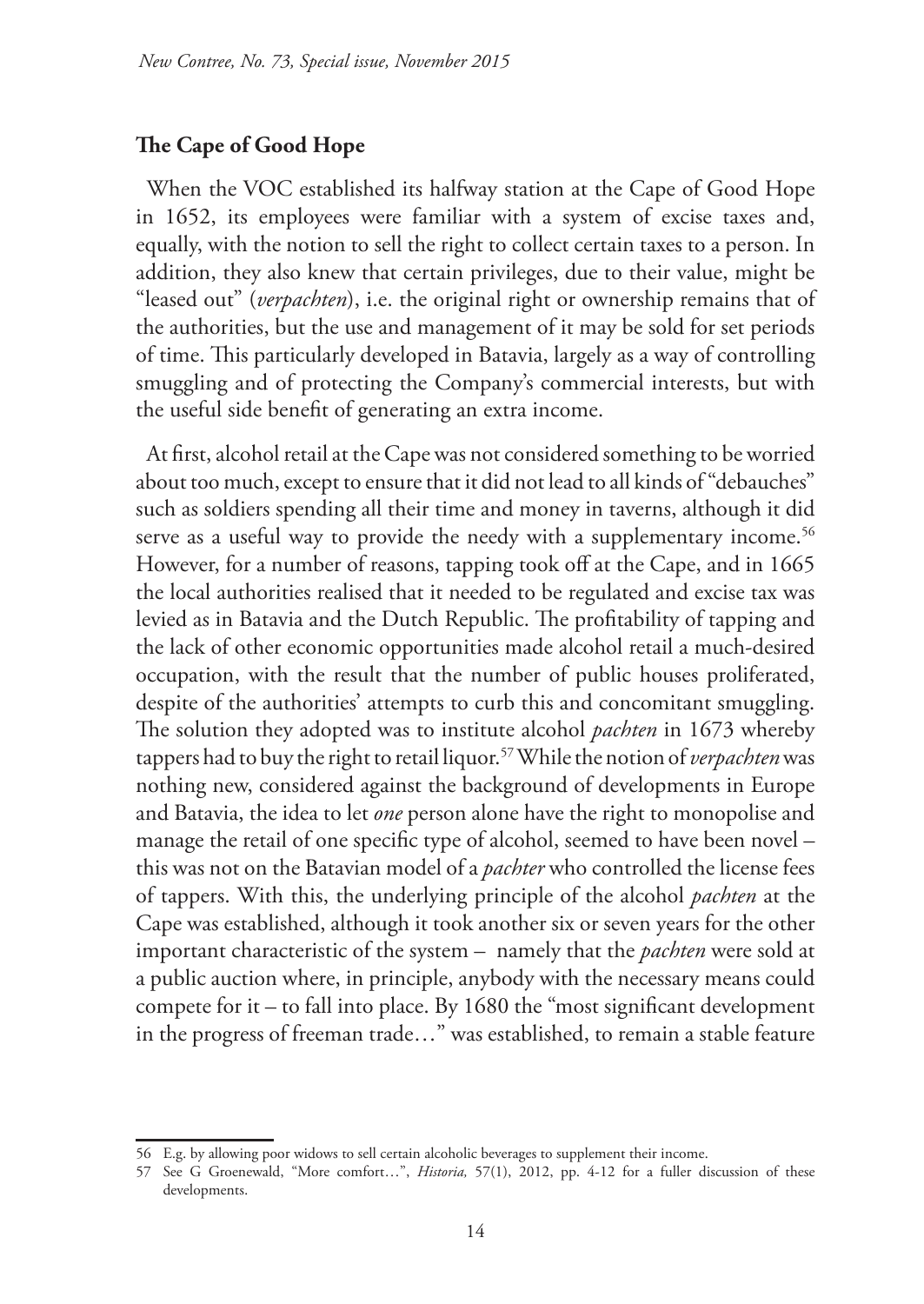## The Cape of Good Hope

When the VOC established its halfway station at the Cape of Good Hope in 1652, its employees were familiar with a system of excise taxes and, equally, with the notion to sell the right to collect certain taxes to a person. In addition, they also knew that certain privileges, due to their value, might be "leased out" (*verpachten*), i.e. the original right or ownership remains that of the authorities, but the use and management of it may be sold for set periods of time. This particularly developed in Batavia, largely as a way of controlling smuggling and of protecting the Company's commercial interests, but with the useful side benefit of generating an extra income.

At first, alcohol retail at the Cape was not considered something to be worried about too much, except to ensure that it did not lead to all kinds of "debauches" such as soldiers spending all their time and money in taverns, although it did serve as a useful way to provide the needy with a supplementary income.[56] However, for a number of reasons, tapping took off at the Cape, and in 1665 the local authorities realised that it needed to be regulated and excise tax was levied as in Batavia and the Dutch Republic. The profitability of tapping and the lack of other economic opportunities made alcohol retail a much-desired occupation, with the result that the number of public houses proliferated, despite of the authorities' attempts to curb this and concomitant smuggling. The solution they adopted was to institute alcohol *pachten* in 1673 whereby tappers had to buy the right to retail liquor.[57] While the notion of *verpachten* was nothing new, considered against the background of developments in Europe and Batavia, the idea to let *one* person alone have the right to monopolise and manage the retail of one specific type of alcohol, seemed to have been novel – this was not on the Batavian model of a *pachter* who controlled the license fees of tappers. With this, the underlying principle of the alcohol *pachten* at the Cape was established, although it took another six or seven years for the other important characteristic of the system – namely that the *pachten* were sold at a public auction where, in principle, anybody with the necessary means could compete for it – to fall into place. By 1680 the "most significant development in the progress of freeman trade…" was established, to remain a stable feature

---

56 E.g. by allowing poor widows to sell certain alcoholic beverages to supplement their income.

57 See G Groenewald, "More comfort…", *Historia,* 57(1), 2012, pp. 4-12 for a fuller discussion of these developments.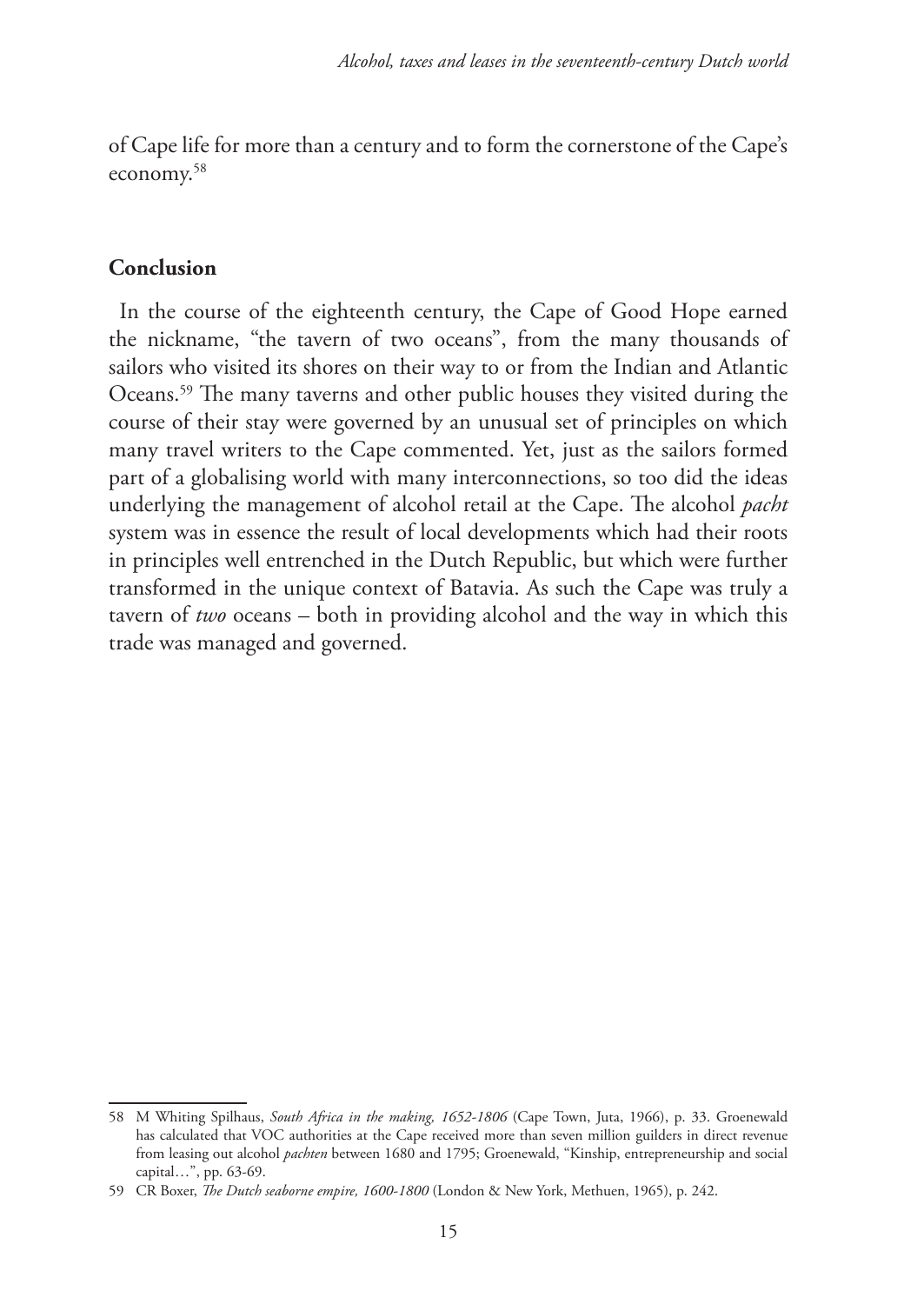of Cape life for more than a century and to form the cornerstone of the Cape's economy.[58]

## Conclusion

In the course of the eighteenth century, the Cape of Good Hope earned the nickname, "the tavern of two oceans", from the many thousands of sailors who visited its shores on their way to or from the Indian and Atlantic Oceans.[59] The many taverns and other public houses they visited during the course of their stay were governed by an unusual set of principles on which many travel writers to the Cape commented. Yet, just as the sailors formed part of a globalising world with many interconnections, so too did the ideas underlying the management of alcohol retail at the Cape. The alcohol *pacht* system was in essence the result of local developments which had their roots in principles well entrenched in the Dutch Republic, but which were further transformed in the unique context of Batavia. As such the Cape was truly a tavern of *two* oceans – both in providing alcohol and the way in which this trade was managed and governed.

---

58 M Whiting Spilhaus, *South Africa in the making, 1652-1806* (Cape Town, Juta, 1966), p. 33. Groenewald has calculated that VOC authorities at the Cape received more than seven million guilders in direct revenue from leasing out alcohol *pachten* between 1680 and 1795; Groenewald, "Kinship, entrepreneurship and social capital…", pp. 63-69.

59 CR Boxer, *The Dutch seaborne empire, 1600-1800* (London & New York, Methuen, 1965), p. 242.